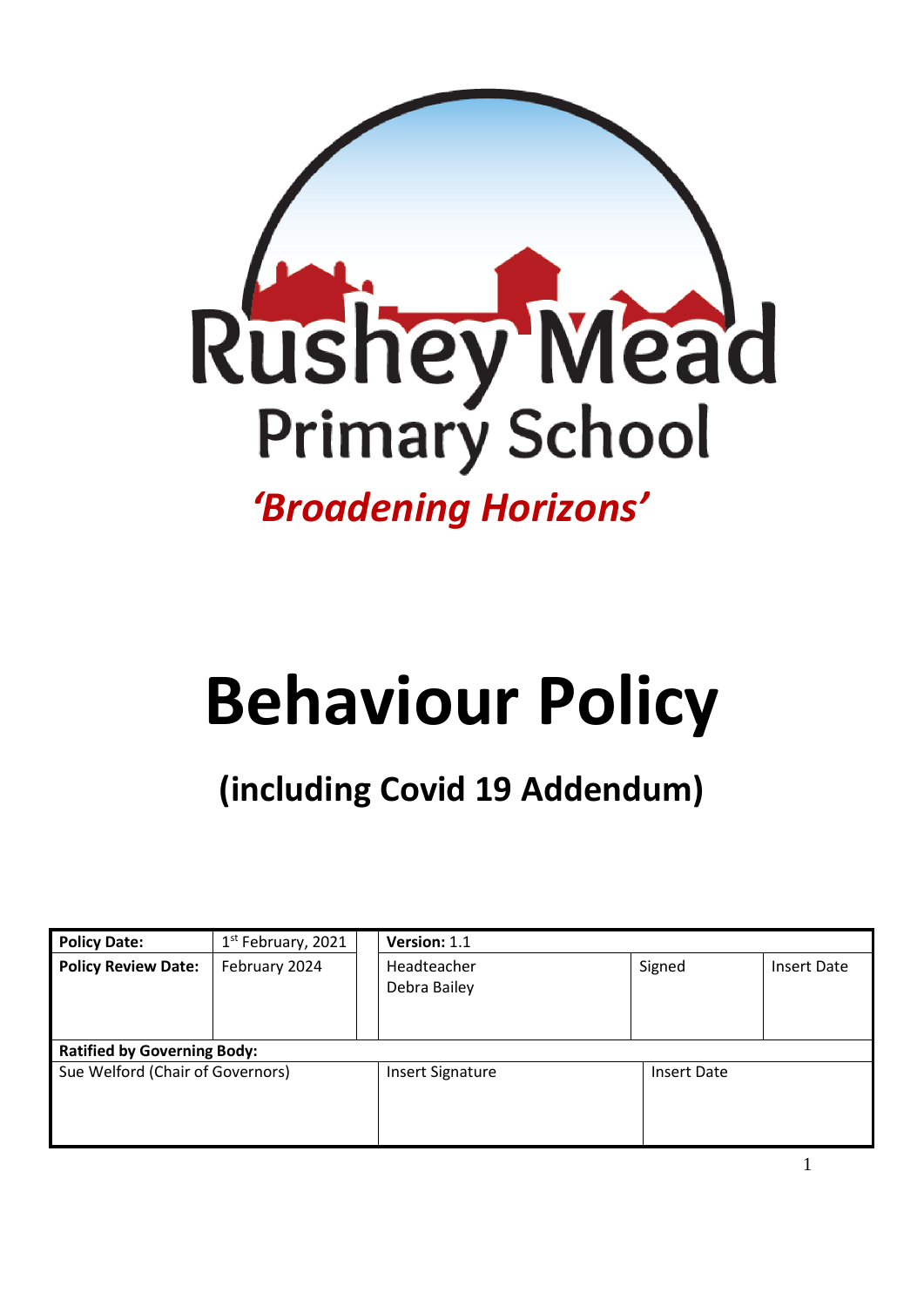Rushey Mead Primary School

*'Broadening Horizons'*

# Behaviour Policy

## (including Covid 19 Addendum)

| **Policy Date:** | 1st February, 2021 | **Version:** 1.1 | | |
|---|---|---|---|---|
| **Policy Review Date:** | February 2024 | Headteacher Debra Bailey | Signed | Insert Date |
| **Ratified by Governing Body:** | | | | |
| Sue Welford (Chair of Governors) | | Insert Signature | Insert Date | |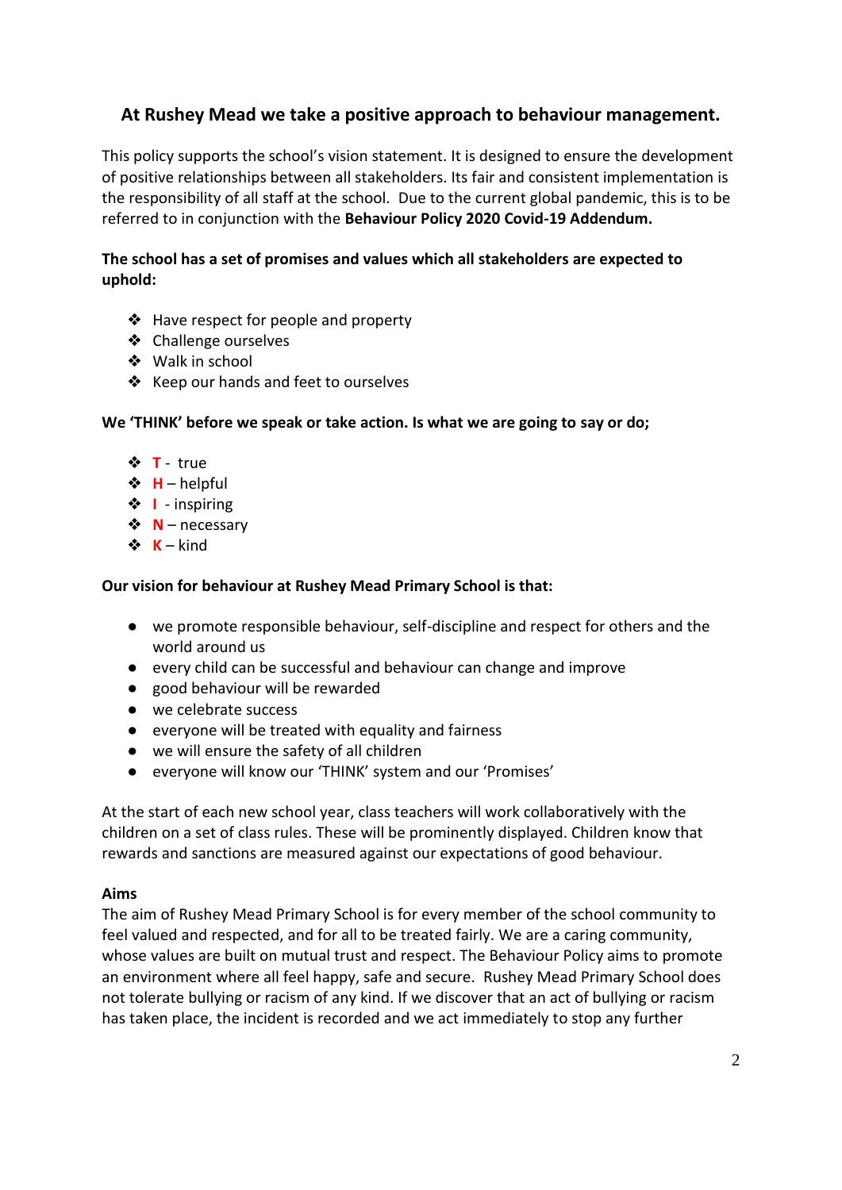## At Rushey Mead we take a positive approach to behaviour management.

This policy supports the school's vision statement. It is designed to ensure the development of positive relationships between all stakeholders. Its fair and consistent implementation is the responsibility of all staff at the school. Due to the current global pandemic, this is to be referred to in conjunction with the **Behaviour Policy 2020 Covid-19 Addendum.**

**The school has a set of promises and values which all stakeholders are expected to uphold:**

- Have respect for people and property
- Challenge ourselves
- Walk in school
- Keep our hands and feet to ourselves

**We 'THINK' before we speak or take action. Is what we are going to say or do;**

- **T** - true
- **H** – helpful
- **I** - inspiring
- **N** – necessary
- **K** – kind

**Our vision for behaviour at Rushey Mead Primary School is that:**

- we promote responsible behaviour, self-discipline and respect for others and the world around us
- every child can be successful and behaviour can change and improve
- good behaviour will be rewarded
- we celebrate success
- everyone will be treated with equality and fairness
- we will ensure the safety of all children
- everyone will know our 'THINK' system and our 'Promises'

At the start of each new school year, class teachers will work collaboratively with the children on a set of class rules. These will be prominently displayed. Children know that rewards and sanctions are measured against our expectations of good behaviour.

**Aims**

The aim of Rushey Mead Primary School is for every member of the school community to feel valued and respected, and for all to be treated fairly. We are a caring community, whose values are built on mutual trust and respect. The Behaviour Policy aims to promote an environment where all feel happy, safe and secure. Rushey Mead Primary School does not tolerate bullying or racism of any kind. If we discover that an act of bullying or racism has taken place, the incident is recorded and we act immediately to stop any further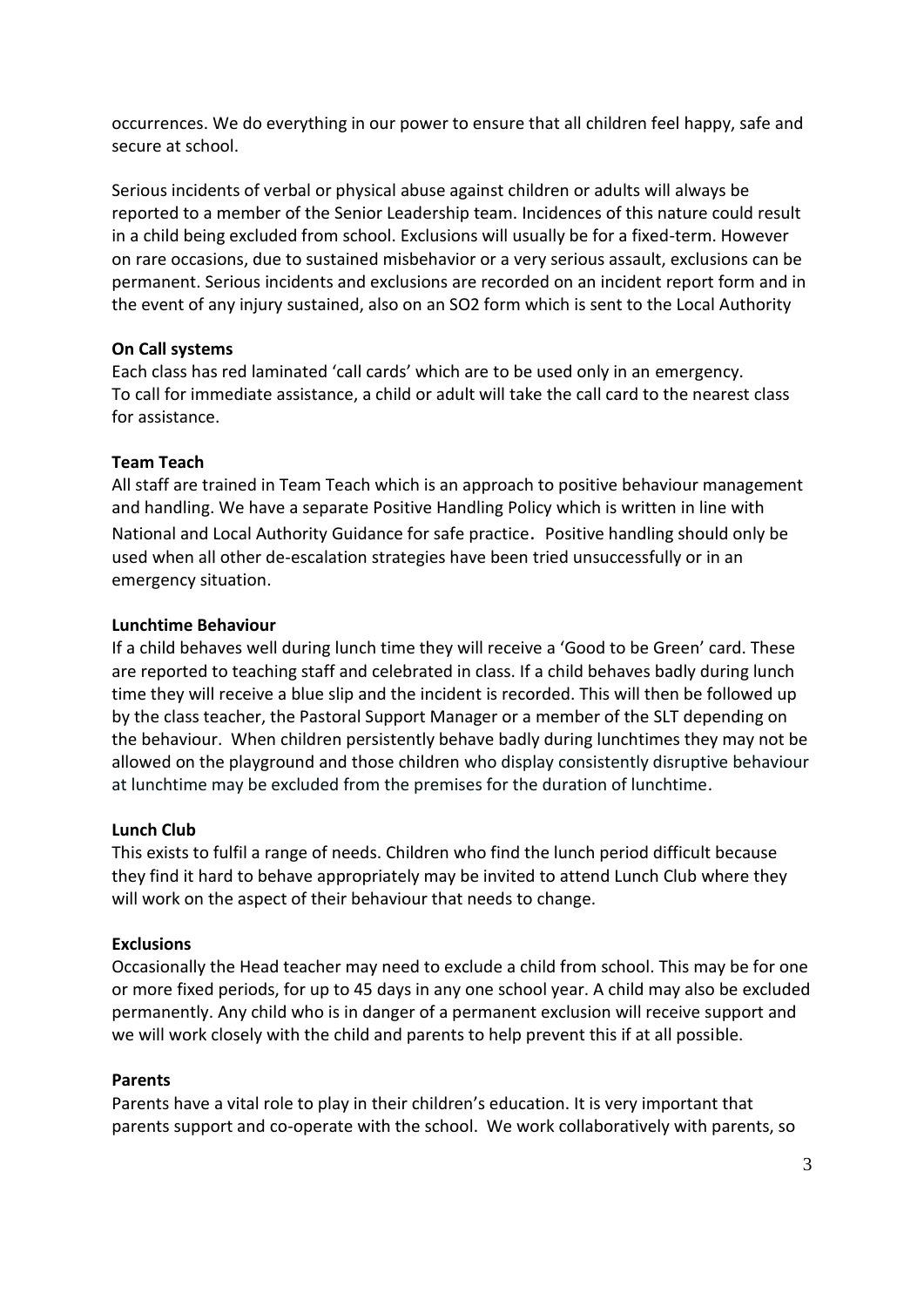occurrences. We do everything in our power to ensure that all children feel happy, safe and secure at school.

Serious incidents of verbal or physical abuse against children or adults will always be reported to a member of the Senior Leadership team. Incidences of this nature could result in a child being excluded from school. Exclusions will usually be for a fixed-term. However on rare occasions, due to sustained misbehavior or a very serious assault, exclusions can be permanent. Serious incidents and exclusions are recorded on an incident report form and in the event of any injury sustained, also on an SO2 form which is sent to the Local Authority

**On Call systems**

Each class has red laminated 'call cards' which are to be used only in an emergency. To call for immediate assistance, a child or adult will take the call card to the nearest class for assistance.

**Team Teach**

All staff are trained in Team Teach which is an approach to positive behaviour management and handling. We have a separate Positive Handling Policy which is written in line with National and Local Authority Guidance for safe practice. Positive handling should only be used when all other de-escalation strategies have been tried unsuccessfully or in an emergency situation.

**Lunchtime Behaviour**

If a child behaves well during lunch time they will receive a 'Good to be Green' card. These are reported to teaching staff and celebrated in class. If a child behaves badly during lunch time they will receive a blue slip and the incident is recorded. This will then be followed up by the class teacher, the Pastoral Support Manager or a member of the SLT depending on the behaviour. When children persistently behave badly during lunchtimes they may not be allowed on the playground and those children who display consistently disruptive behaviour at lunchtime may be excluded from the premises for the duration of lunchtime.

**Lunch Club**

This exists to fulfil a range of needs. Children who find the lunch period difficult because they find it hard to behave appropriately may be invited to attend Lunch Club where they will work on the aspect of their behaviour that needs to change.

**Exclusions**

Occasionally the Head teacher may need to exclude a child from school. This may be for one or more fixed periods, for up to 45 days in any one school year. A child may also be excluded permanently. Any child who is in danger of a permanent exclusion will receive support and we will work closely with the child and parents to help prevent this if at all possible.

**Parents**

Parents have a vital role to play in their children's education. It is very important that parents support and co-operate with the school. We work collaboratively with parents, so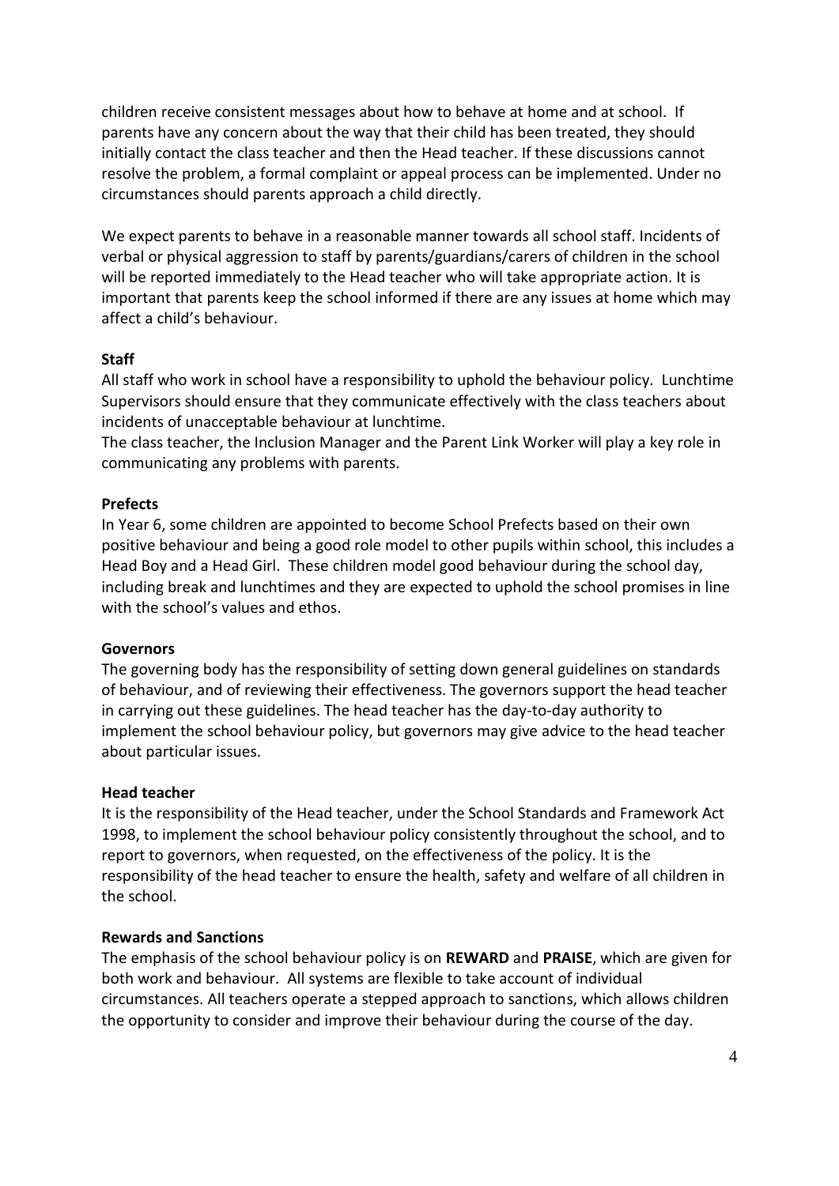children receive consistent messages about how to behave at home and at school. If parents have any concern about the way that their child has been treated, they should initially contact the class teacher and then the Head teacher. If these discussions cannot resolve the problem, a formal complaint or appeal process can be implemented. Under no circumstances should parents approach a child directly.

We expect parents to behave in a reasonable manner towards all school staff. Incidents of verbal or physical aggression to staff by parents/guardians/carers of children in the school will be reported immediately to the Head teacher who will take appropriate action. It is important that parents keep the school informed if there are any issues at home which may affect a child's behaviour.

**Staff**
All staff who work in school have a responsibility to uphold the behaviour policy. Lunchtime Supervisors should ensure that they communicate effectively with the class teachers about incidents of unacceptable behaviour at lunchtime.
The class teacher, the Inclusion Manager and the Parent Link Worker will play a key role in communicating any problems with parents.

**Prefects**
In Year 6, some children are appointed to become School Prefects based on their own positive behaviour and being a good role model to other pupils within school, this includes a Head Boy and a Head Girl. These children model good behaviour during the school day, including break and lunchtimes and they are expected to uphold the school promises in line with the school's values and ethos.

**Governors**
The governing body has the responsibility of setting down general guidelines on standards of behaviour, and of reviewing their effectiveness. The governors support the head teacher in carrying out these guidelines. The head teacher has the day-to-day authority to implement the school behaviour policy, but governors may give advice to the head teacher about particular issues.

**Head teacher**
It is the responsibility of the Head teacher, under the School Standards and Framework Act 1998, to implement the school behaviour policy consistently throughout the school, and to report to governors, when requested, on the effectiveness of the policy. It is the responsibility of the head teacher to ensure the health, safety and welfare of all children in the school.

**Rewards and Sanctions**
The emphasis of the school behaviour policy is on **REWARD** and **PRAISE**, which are given for both work and behaviour. All systems are flexible to take account of individual circumstances. All teachers operate a stepped approach to sanctions, which allows children the opportunity to consider and improve their behaviour during the course of the day.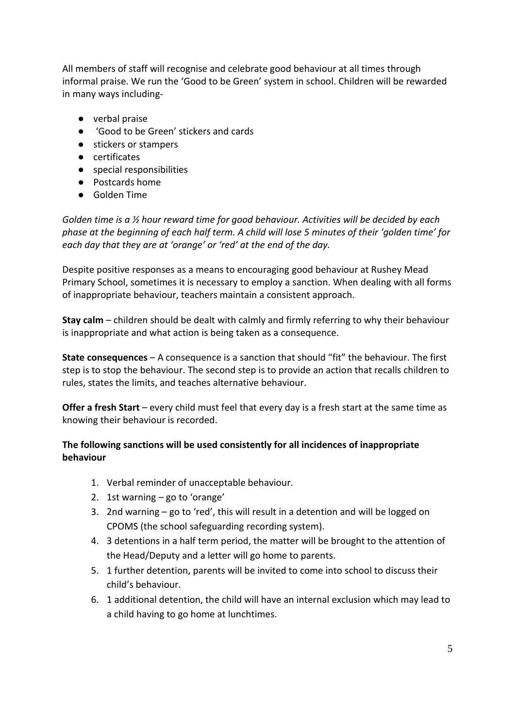All members of staff will recognise and celebrate good behaviour at all times through informal praise. We run the 'Good to be Green' system in school. Children will be rewarded in many ways including-

- verbal praise
- 'Good to be Green' stickers and cards
- stickers or stampers
- certificates
- special responsibilities
- Postcards home
- Golden Time

*Golden time is a ½ hour reward time for good behaviour. Activities will be decided by each phase at the beginning of each half term. A child will lose 5 minutes of their 'golden time' for each day that they are at 'orange' or 'red' at the end of the day.*

Despite positive responses as a means to encouraging good behaviour at Rushey Mead Primary School, sometimes it is necessary to employ a sanction. When dealing with all forms of inappropriate behaviour, teachers maintain a consistent approach.

**Stay calm** – children should be dealt with calmly and firmly referring to why their behaviour is inappropriate and what action is being taken as a consequence.

**State consequences** – A consequence is a sanction that should "fit" the behaviour. The first step is to stop the behaviour. The second step is to provide an action that recalls children to rules, states the limits, and teaches alternative behaviour.

**Offer a fresh Start** – every child must feel that every day is a fresh start at the same time as knowing their behaviour is recorded.

**The following sanctions will be used consistently for all incidences of inappropriate behaviour**

1. Verbal reminder of unacceptable behaviour.
2. 1st warning – go to 'orange'
3. 2nd warning – go to 'red', this will result in a detention and will be logged on CPOMS (the school safeguarding recording system).
4. 3 detentions in a half term period, the matter will be brought to the attention of the Head/Deputy and a letter will go home to parents.
5. 1 further detention, parents will be invited to come into school to discuss their child's behaviour.
6. 1 additional detention, the child will have an internal exclusion which may lead to a child having to go home at lunchtimes.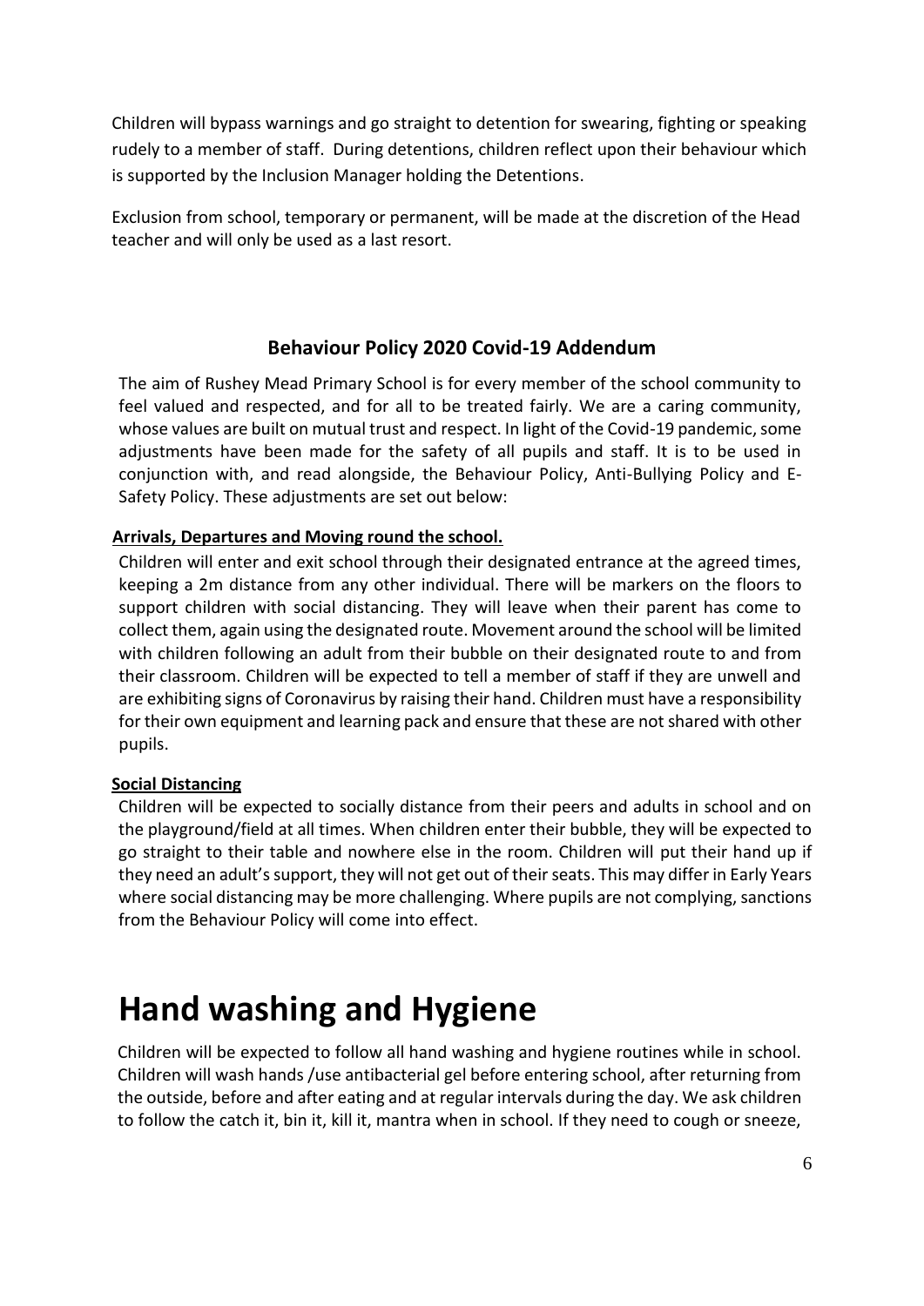Children will bypass warnings and go straight to detention for swearing, fighting or speaking rudely to a member of staff. During detentions, children reflect upon their behaviour which is supported by the Inclusion Manager holding the Detentions.

Exclusion from school, temporary or permanent, will be made at the discretion of the Head teacher and will only be used as a last resort.

## Behaviour Policy 2020 Covid-19 Addendum

The aim of Rushey Mead Primary School is for every member of the school community to feel valued and respected, and for all to be treated fairly. We are a caring community, whose values are built on mutual trust and respect. In light of the Covid-19 pandemic, some adjustments have been made for the safety of all pupils and staff. It is to be used in conjunction with, and read alongside, the Behaviour Policy, Anti-Bullying Policy and E-Safety Policy. These adjustments are set out below:

**Arrivals, Departures and Moving round the school.**

Children will enter and exit school through their designated entrance at the agreed times, keeping a 2m distance from any other individual. There will be markers on the floors to support children with social distancing. They will leave when their parent has come to collect them, again using the designated route. Movement around the school will be limited with children following an adult from their bubble on their designated route to and from their classroom. Children will be expected to tell a member of staff if they are unwell and are exhibiting signs of Coronavirus by raising their hand. Children must have a responsibility for their own equipment and learning pack and ensure that these are not shared with other pupils.

**Social Distancing**

Children will be expected to socially distance from their peers and adults in school and on the playground/field at all times. When children enter their bubble, they will be expected to go straight to their table and nowhere else in the room. Children will put their hand up if they need an adult's support, they will not get out of their seats. This may differ in Early Years where social distancing may be more challenging. Where pupils are not complying, sanctions from the Behaviour Policy will come into effect.

# Hand washing and Hygiene

Children will be expected to follow all hand washing and hygiene routines while in school. Children will wash hands /use antibacterial gel before entering school, after returning from the outside, before and after eating and at regular intervals during the day. We ask children to follow the catch it, bin it, kill it, mantra when in school. If they need to cough or sneeze,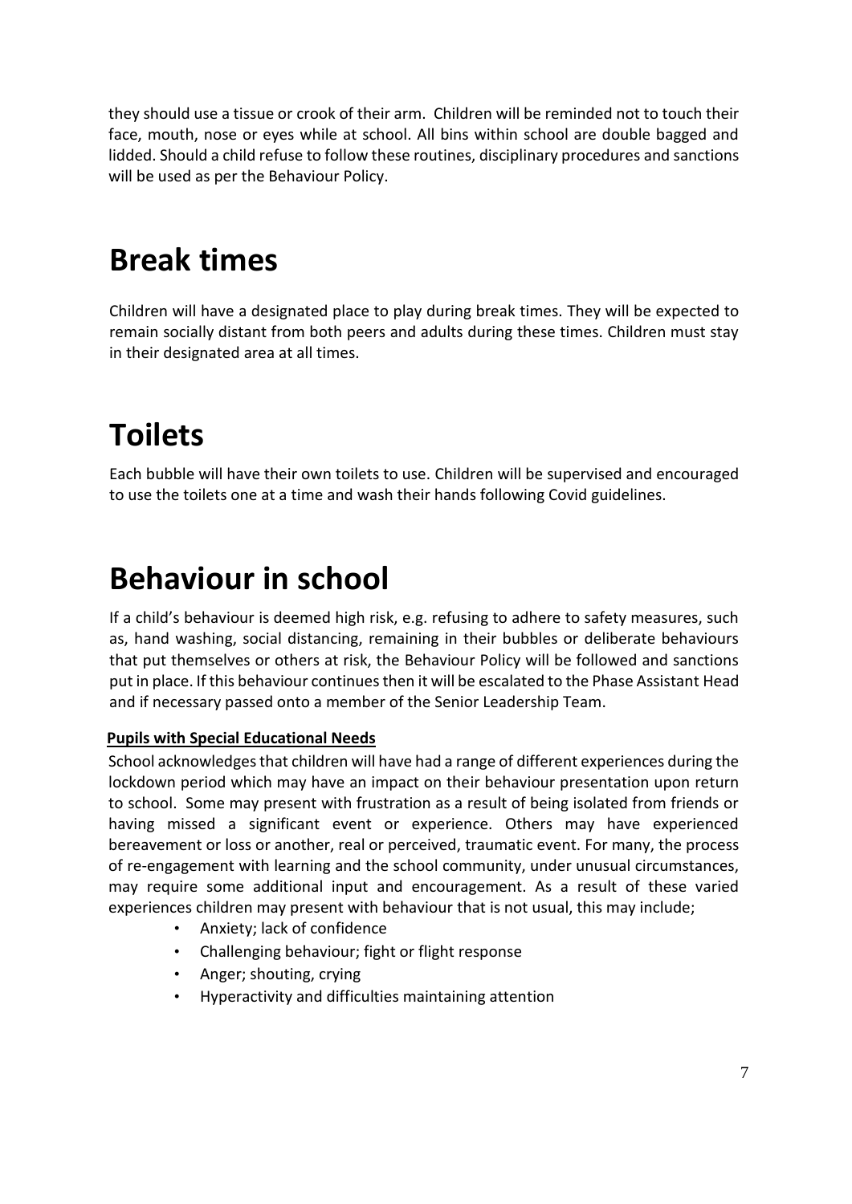they should use a tissue or crook of their arm. Children will be reminded not to touch their face, mouth, nose or eyes while at school. All bins within school are double bagged and lidded. Should a child refuse to follow these routines, disciplinary procedures and sanctions will be used as per the Behaviour Policy.

# Break times

Children will have a designated place to play during break times. They will be expected to remain socially distant from both peers and adults during these times. Children must stay in their designated area at all times.

# Toilets

Each bubble will have their own toilets to use. Children will be supervised and encouraged to use the toilets one at a time and wash their hands following Covid guidelines.

# Behaviour in school

If a child's behaviour is deemed high risk, e.g. refusing to adhere to safety measures, such as, hand washing, social distancing, remaining in their bubbles or deliberate behaviours that put themselves or others at risk, the Behaviour Policy will be followed and sanctions put in place. If this behaviour continues then it will be escalated to the Phase Assistant Head and if necessary passed onto a member of the Senior Leadership Team.

**Pupils with Special Educational Needs**

School acknowledges that children will have had a range of different experiences during the lockdown period which may have an impact on their behaviour presentation upon return to school. Some may present with frustration as a result of being isolated from friends or having missed a significant event or experience. Others may have experienced bereavement or loss or another, real or perceived, traumatic event. For many, the process of re-engagement with learning and the school community, under unusual circumstances, may require some additional input and encouragement. As a result of these varied experiences children may present with behaviour that is not usual, this may include;

- Anxiety; lack of confidence
- Challenging behaviour; fight or flight response
- Anger; shouting, crying
- Hyperactivity and difficulties maintaining attention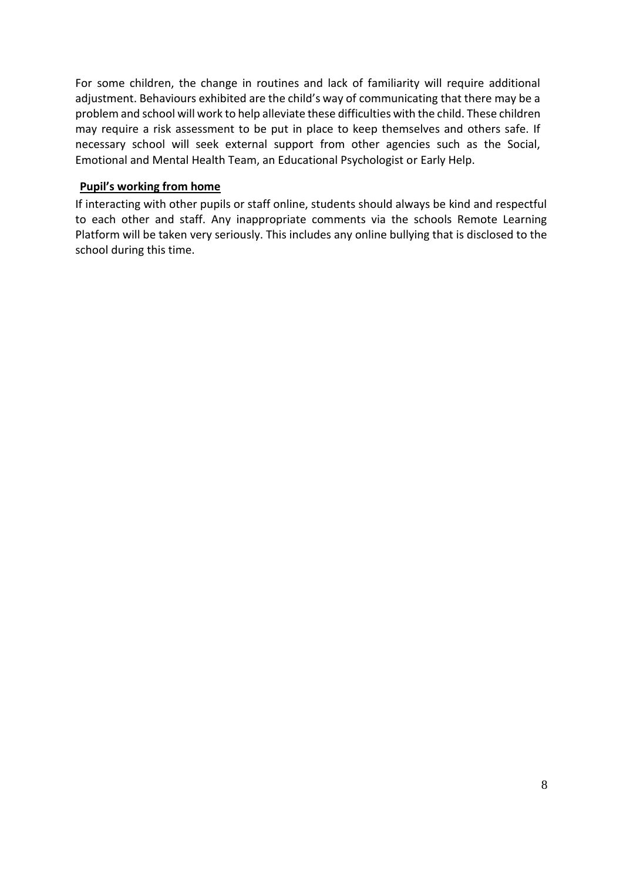For some children, the change in routines and lack of familiarity will require additional adjustment. Behaviours exhibited are the child's way of communicating that there may be a problem and school will work to help alleviate these difficulties with the child. These children may require a risk assessment to be put in place to keep themselves and others safe. If necessary school will seek external support from other agencies such as the Social, Emotional and Mental Health Team, an Educational Psychologist or Early Help.

**<u>Pupil's working from home</u>**

If interacting with other pupils or staff online, students should always be kind and respectful to each other and staff. Any inappropriate comments via the schools Remote Learning Platform will be taken very seriously. This includes any online bullying that is disclosed to the school during this time.